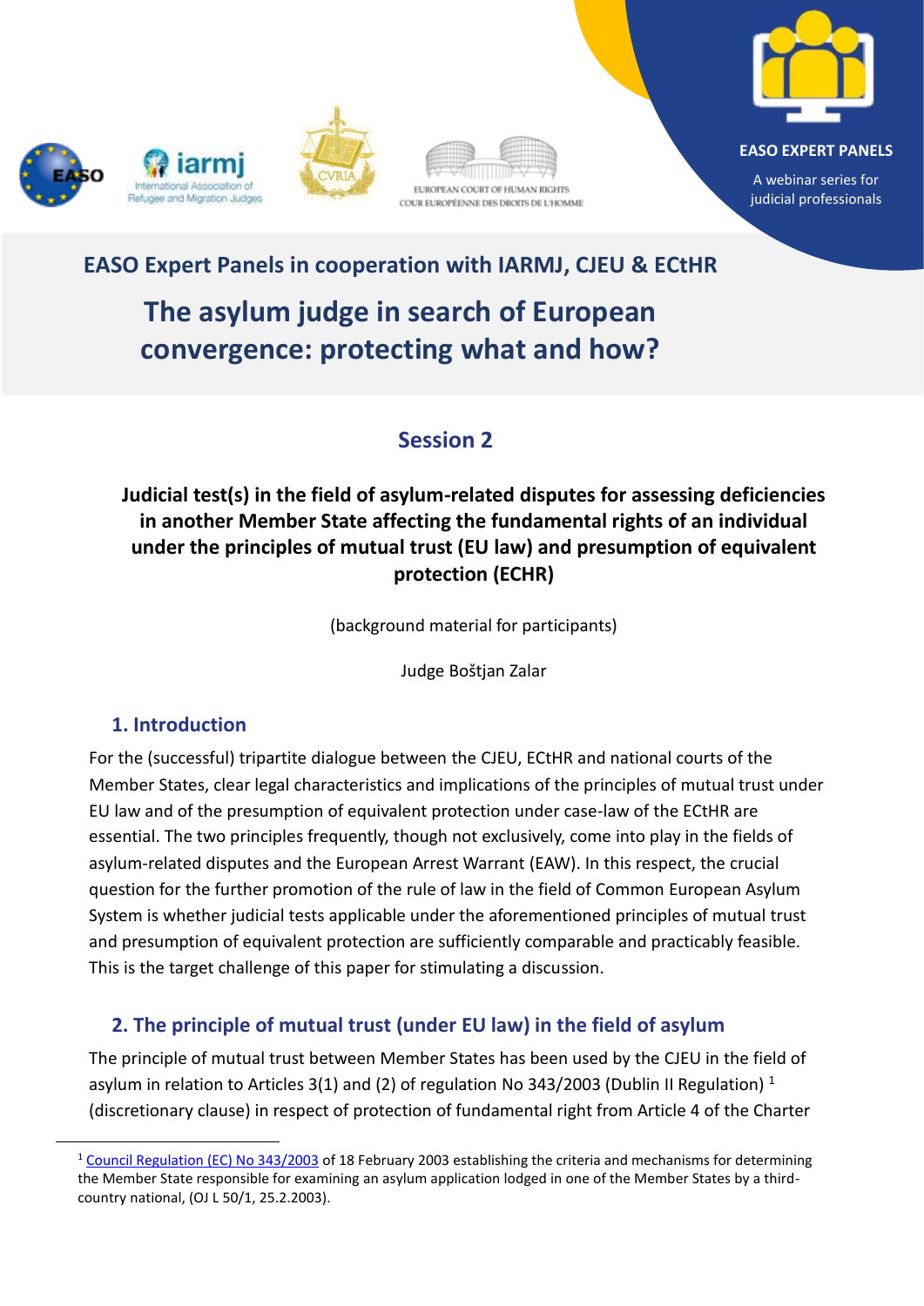EASO EXPERT PANELS

A webinar series for judicial professionals

EASO Expert Panels in cooperation with IARMJ, CJEU & ECtHR

# The asylum judge in search of European convergence: protecting what and how?

## Session 2

**Judicial test(s) in the field of asylum-related disputes for assessing deficiencies in another Member State affecting the fundamental rights of an individual under the principles of mutual trust (EU law) and presumption of equivalent protection (ECHR)**

(background material for participants)

Judge Boštjan Zalar

## 1. Introduction

For the (successful) tripartite dialogue between the CJEU, ECtHR and national courts of the Member States, clear legal characteristics and implications of the principles of mutual trust under EU law and of the presumption of equivalent protection under case-law of the ECtHR are essential. The two principles frequently, though not exclusively, come into play in the fields of asylum-related disputes and the European Arrest Warrant (EAW). In this respect, the crucial question for the further promotion of the rule of law in the field of Common European Asylum System is whether judicial tests applicable under the aforementioned principles of mutual trust and presumption of equivalent protection are sufficiently comparable and practicably feasible. This is the target challenge of this paper for stimulating a discussion.

## 2. The principle of mutual trust (under EU law) in the field of asylum

The principle of mutual trust between Member States has been used by the CJEU in the field of asylum in relation to Articles 3(1) and (2) of regulation No 343/2003 (Dublin II Regulation) [1] (discretionary clause) in respect of protection of fundamental right from Article 4 of the Charter

---

[1] Council Regulation (EC) No 343/2003 of 18 February 2003 establishing the criteria and mechanisms for determining the Member State responsible for examining an asylum application lodged in one of the Member States by a third-country national, (OJ L 50/1, 25.2.2003).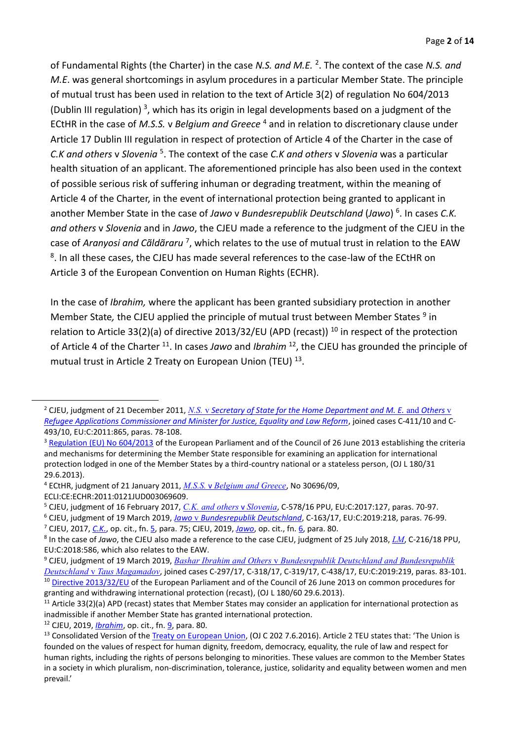of Fundamental Rights (the Charter) in the case *N.S. and M.E.* [2]. The context of the case *N.S. and M.E*. was general shortcomings in asylum procedures in a particular Member State. The principle of mutual trust has been used in relation to the text of Article 3(2) of regulation No 604/2013 (Dublin III regulation) [3], which has its origin in legal developments based on a judgment of the ECtHR in the case of *M.S.S.* v *Belgium and Greece* [4] and in relation to discretionary clause under Article 17 Dublin III regulation in respect of protection of Article 4 of the Charter in the case of *C.K and others* v *Slovenia* [5]. The context of the case *C.K and others* v *Slovenia* was a particular health situation of an applicant. The aforementioned principle has also been used in the context of possible serious risk of suffering inhuman or degrading treatment, within the meaning of Article 4 of the Charter, in the event of international protection being granted to applicant in another Member State in the case of *Jawo* v *Bundesrepublik Deutschland* (*Jawo*) [6]. In cases *C.K. and others* v *Slovenia* and in *Jawo*, the CJEU made a reference to the judgment of the CJEU in the case of *Aranyosi and Cãldãraru* [7], which relates to the use of mutual trust in relation to the EAW [8]. In all these cases, the CJEU has made several references to the case-law of the ECtHR on Article 3 of the European Convention on Human Rights (ECHR).

In the case of *Ibrahim,* where the applicant has been granted subsidiary protection in another Member State*,* the CJEU applied the principle of mutual trust between Member States [9] in relation to Article 33(2)(a) of directive 2013/32/EU (APD (recast)) [10] in respect of the protection of Article 4 of the Charter [11]. In cases *Jawo* and *Ibrahim* [12], the CJEU has grounded the principle of mutual trust in Article 2 Treaty on European Union (TEU) [13].

---

[2] CJEU, judgment of 21 December 2011, *N.S.* v *Secretary of State for the Home Department and M. E.* and *Others* v *Refugee Applications Commissioner and Minister for Justice, Equality and Law Reform*, joined cases C-411/10 and C-493/10, EU:C:2011:865, paras. 78-108.

[3] Regulation (EU) No 604/2013 of the European Parliament and of the Council of 26 June 2013 establishing the criteria and mechanisms for determining the Member State responsible for examining an application for international protection lodged in one of the Member States by a third-country national or a stateless person, (OJ L 180/31 29.6.2013).

[4] ECtHR, judgment of 21 January 2011, *M.S.S.* v *Belgium and Greece*, No 30696/09, ECLI:CE:ECHR:2011:0121JUD003069609.

[5] CJEU, judgment of 16 February 2017, *C.K. and others* v *Slovenia*, C-578/16 PPU, EU:C:2017:127, paras. 70-97.

[6] CJEU, judgment of 19 March 2019, *Jawo* v *Bundesrepublik Deutschland*, C-163/17, EU:C:2019:218, paras. 76-99.

[7] CJEU, 2017, *C.K.*, op. cit., fn. 5, para. 75; CJEU, 2019, *Jawo*, op. cit., fn. 6, para. 80.

[8] In the case of *Jawo*, the CJEU also made a reference to the case CJEU, judgment of 25 July 2018, *LM*, C-216/18 PPU, EU:C:2018:586, which also relates to the EAW.

[9] CJEU, judgment of 19 March 2019, *Bashar Ibrahim and Others* v *Bundesrepublik Deutschland and Bundesrepublik Deutschland* v *Taus Magamadov*, joined cases C-297/17, C-318/17, C-319/17, C-438/17, EU:C:2019:219, paras. 83-101.

[10] Directive 2013/32/EU of the European Parliament and of the Council of 26 June 2013 on common procedures for granting and withdrawing international protection (recast), (OJ L 180/60 29.6.2013).

[11] Article 33(2)(a) APD (recast) states that Member States may consider an application for international protection as inadmissible if another Member State has granted international protection.

[12] CJEU, 2019, *Ibrahim*, op. cit., fn. 9, para. 80.

[13] Consolidated Version of the Treaty on European Union, (OJ C 202 7.6.2016). Article 2 TEU states that: 'The Union is founded on the values of respect for human dignity, freedom, democracy, equality, the rule of law and respect for human rights, including the rights of persons belonging to minorities. These values are common to the Member States in a society in which pluralism, non-discrimination, tolerance, justice, solidarity and equality between women and men prevail.'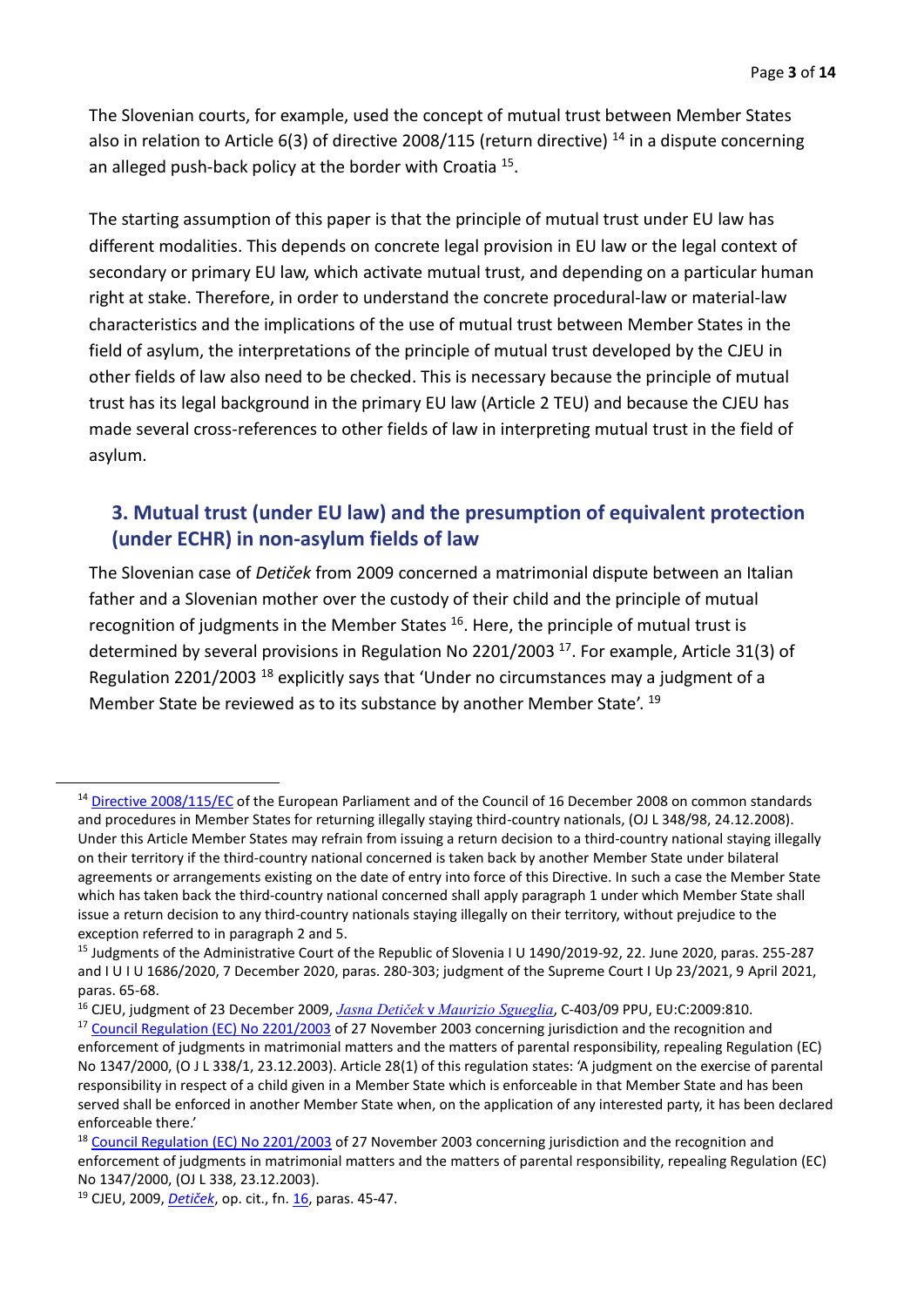The Slovenian courts, for example, used the concept of mutual trust between Member States also in relation to Article 6(3) of directive 2008/115 (return directive) [14] in a dispute concerning an alleged push-back policy at the border with Croatia [15].

The starting assumption of this paper is that the principle of mutual trust under EU law has different modalities. This depends on concrete legal provision in EU law or the legal context of secondary or primary EU law, which activate mutual trust, and depending on a particular human right at stake. Therefore, in order to understand the concrete procedural-law or material-law characteristics and the implications of the use of mutual trust between Member States in the field of asylum, the interpretations of the principle of mutual trust developed by the CJEU in other fields of law also need to be checked. This is necessary because the principle of mutual trust has its legal background in the primary EU law (Article 2 TEU) and because the CJEU has made several cross-references to other fields of law in interpreting mutual trust in the field of asylum.

## 3. Mutual trust (under EU law) and the presumption of equivalent protection (under ECHR) in non-asylum fields of law

The Slovenian case of *Detiček* from 2009 concerned a matrimonial dispute between an Italian father and a Slovenian mother over the custody of their child and the principle of mutual recognition of judgments in the Member States [16]. Here, the principle of mutual trust is determined by several provisions in Regulation No 2201/2003 [17]. For example, Article 31(3) of Regulation 2201/2003 [18] explicitly says that 'Under no circumstances may a judgment of a Member State be reviewed as to its substance by another Member State'. [19]

---

[14] Directive 2008/115/EC of the European Parliament and of the Council of 16 December 2008 on common standards and procedures in Member States for returning illegally staying third-country nationals, (OJ L 348/98, 24.12.2008). Under this Article Member States may refrain from issuing a return decision to a third-country national staying illegally on their territory if the third-country national concerned is taken back by another Member State under bilateral agreements or arrangements existing on the date of entry into force of this Directive. In such a case the Member State which has taken back the third-country national concerned shall apply paragraph 1 under which Member State shall issue a return decision to any third-country nationals staying illegally on their territory, without prejudice to the exception referred to in paragraph 2 and 5.

[15] Judgments of the Administrative Court of the Republic of Slovenia I U 1490/2019-92, 22. June 2020, paras. 255-287 and I U I U 1686/2020, 7 December 2020, paras. 280-303; judgment of the Supreme Court I Up 23/2021, 9 April 2021, paras. 65-68.

[16] CJEU, judgment of 23 December 2009, *Jasna Detiček v Maurizio Sgueglia*, C-403/09 PPU, EU:C:2009:810.

[17] Council Regulation (EC) No 2201/2003 of 27 November 2003 concerning jurisdiction and the recognition and enforcement of judgments in matrimonial matters and the matters of parental responsibility, repealing Regulation (EC) No 1347/2000, (O J L 338/1, 23.12.2003). Article 28(1) of this regulation states: 'A judgment on the exercise of parental responsibility in respect of a child given in a Member State which is enforceable in that Member State and has been served shall be enforced in another Member State when, on the application of any interested party, it has been declared enforceable there.'

[18] Council Regulation (EC) No 2201/2003 of 27 November 2003 concerning jurisdiction and the recognition and enforcement of judgments in matrimonial matters and the matters of parental responsibility, repealing Regulation (EC) No 1347/2000, (OJ L 338, 23.12.2003).

[19] CJEU, 2009, *Detiček*, op. cit., fn. 16, paras. 45-47.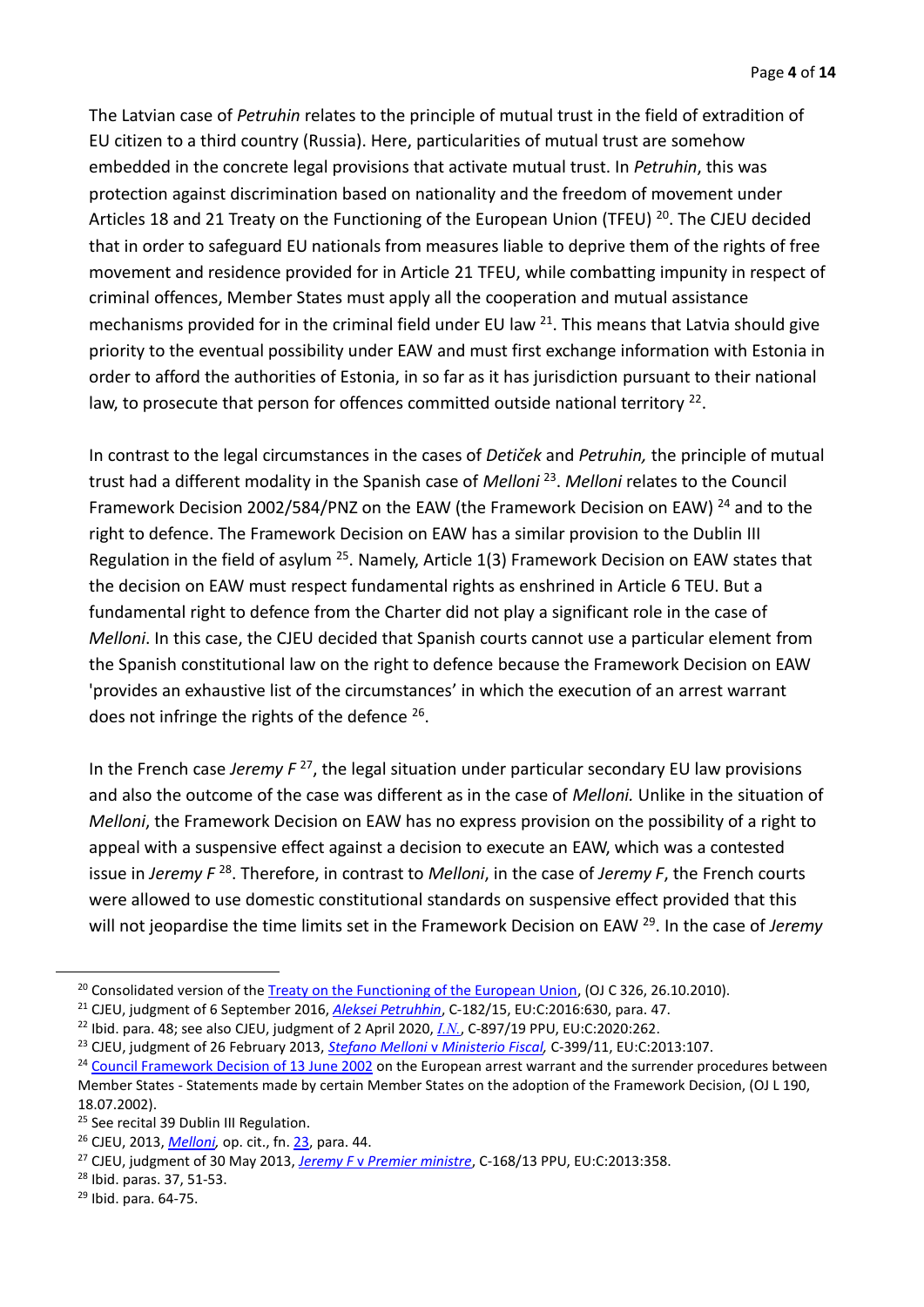The Latvian case of *Petruhin* relates to the principle of mutual trust in the field of extradition of EU citizen to a third country (Russia). Here, particularities of mutual trust are somehow embedded in the concrete legal provisions that activate mutual trust. In *Petruhin*, this was protection against discrimination based on nationality and the freedom of movement under Articles 18 and 21 Treaty on the Functioning of the European Union (TFEU) [20]. The CJEU decided that in order to safeguard EU nationals from measures liable to deprive them of the rights of free movement and residence provided for in Article 21 TFEU, while combatting impunity in respect of criminal offences, Member States must apply all the cooperation and mutual assistance mechanisms provided for in the criminal field under EU law [21]. This means that Latvia should give priority to the eventual possibility under EAW and must first exchange information with Estonia in order to afford the authorities of Estonia, in so far as it has jurisdiction pursuant to their national law, to prosecute that person for offences committed outside national territory [22].

In contrast to the legal circumstances in the cases of *Detiček* and *Petruhin,* the principle of mutual trust had a different modality in the Spanish case of *Melloni* [23]. *Melloni* relates to the Council Framework Decision 2002/584/PNZ on the EAW (the Framework Decision on EAW) [24] and to the right to defence. The Framework Decision on EAW has a similar provision to the Dublin III Regulation in the field of asylum [25]. Namely, Article 1(3) Framework Decision on EAW states that the decision on EAW must respect fundamental rights as enshrined in Article 6 TEU. But a fundamental right to defence from the Charter did not play a significant role in the case of *Melloni*. In this case, the CJEU decided that Spanish courts cannot use a particular element from the Spanish constitutional law on the right to defence because the Framework Decision on EAW 'provides an exhaustive list of the circumstances' in which the execution of an arrest warrant does not infringe the rights of the defence [26].

In the French case *Jeremy F* [27], the legal situation under particular secondary EU law provisions and also the outcome of the case was different as in the case of *Melloni.* Unlike in the situation of *Melloni*, the Framework Decision on EAW has no express provision on the possibility of a right to appeal with a suspensive effect against a decision to execute an EAW, which was a contested issue in *Jeremy F* [28]. Therefore, in contrast to *Melloni*, in the case of *Jeremy F*, the French courts were allowed to use domestic constitutional standards on suspensive effect provided that this will not jeopardise the time limits set in the Framework Decision on EAW [29]. In the case of *Jeremy*

---

[20] Consolidated version of the Treaty on the Functioning of the European Union, (OJ C 326, 26.10.2010).

[21] CJEU, judgment of 6 September 2016, *Aleksei Petruhhin*, C-182/15, EU:C:2016:630, para. 47.

[22] Ibid. para. 48; see also CJEU, judgment of 2 April 2020, *I.N.*, C-897/19 PPU, EU:C:2020:262.

[23] CJEU, judgment of 26 February 2013, *Stefano Melloni* v *Ministerio Fiscal,* C-399/11, EU:C:2013:107.

[24] Council Framework Decision of 13 June 2002 on the European arrest warrant and the surrender procedures between Member States - Statements made by certain Member States on the adoption of the Framework Decision, (OJ L 190, 18.07.2002).

[25] See recital 39 Dublin III Regulation.

[26] CJEU, 2013, *Melloni,* op. cit., fn. 23, para. 44.

[27] CJEU, judgment of 30 May 2013, *Jeremy F* v *Premier ministre*, C-168/13 PPU, EU:C:2013:358.

[28] Ibid. paras. 37, 51-53.

[29] Ibid. para. 64-75.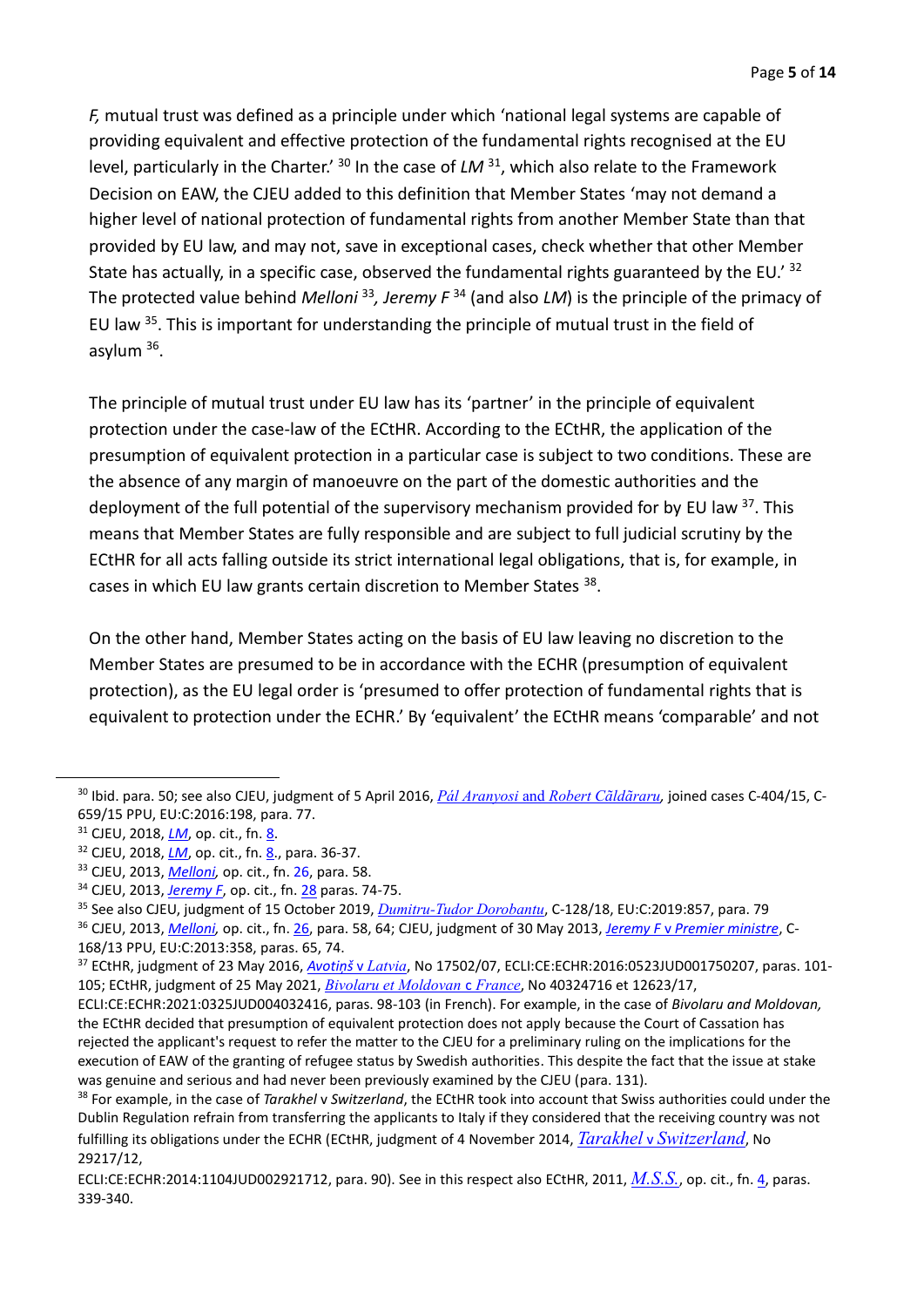*F,* mutual trust was defined as a principle under which 'national legal systems are capable of providing equivalent and effective protection of the fundamental rights recognised at the EU level, particularly in the Charter.' [30] In the case of *LM* [31], which also relate to the Framework Decision on EAW, the CJEU added to this definition that Member States 'may not demand a higher level of national protection of fundamental rights from another Member State than that provided by EU law, and may not, save in exceptional cases, check whether that other Member State has actually, in a specific case, observed the fundamental rights guaranteed by the EU.' [32] The protected value behind *Melloni* [33], *Jeremy F* [34] (and also *LM*) is the principle of the primacy of EU law [35]. This is important for understanding the principle of mutual trust in the field of asylum [36].

The principle of mutual trust under EU law has its 'partner' in the principle of equivalent protection under the case-law of the ECtHR. According to the ECtHR, the application of the presumption of equivalent protection in a particular case is subject to two conditions. These are the absence of any margin of manoeuvre on the part of the domestic authorities and the deployment of the full potential of the supervisory mechanism provided for by EU law [37]. This means that Member States are fully responsible and are subject to full judicial scrutiny by the ECtHR for all acts falling outside its strict international legal obligations, that is, for example, in cases in which EU law grants certain discretion to Member States [38].

On the other hand, Member States acting on the basis of EU law leaving no discretion to the Member States are presumed to be in accordance with the ECHR (presumption of equivalent protection), as the EU legal order is 'presumed to offer protection of fundamental rights that is equivalent to protection under the ECHR.' By 'equivalent' the ECtHR means 'comparable' and not

---

[30] Ibid. para. 50; see also CJEU, judgment of 5 April 2016, *Pál Aranyosi* and *Robert Căldăraru,* joined cases C-404/15, C-659/15 PPU, EU:C:2016:198, para. 77.

[31] CJEU, 2018, *LM*, op. cit., fn. 8.

[32] CJEU, 2018, *LM*, op. cit., fn. 8., para. 36-37.

[33] CJEU, 2013, *Melloni,* op. cit., fn. 26, para. 58.

[34] CJEU, 2013, *Jeremy F*, op. cit., fn. 28 paras. 74-75.

[35] See also CJEU, judgment of 15 October 2019, *Dumitru-Tudor Dorobantu*, C-128/18, EU:C:2019:857, para. 79

[36] CJEU, 2013, *Melloni,* op. cit., fn. 26, para. 58, 64; CJEU, judgment of 30 May 2013, *Jeremy F* v *Premier ministre*, C-168/13 PPU, EU:C:2013:358, paras. 65, 74.

[37] ECtHR, judgment of 23 May 2016, *Avotiņš* v *Latvia*, No 17502/07, ECLI:CE:ECHR:2016:0523JUD001750207, paras. 101-105; ECtHR, judgment of 25 May 2021, *Bivolaru et Moldovan* c *France*, No 40324716 et 12623/17, ECLI:CE:ECHR:2021:0325JUD004032416, paras. 98-103 (in French). For example, in the case of *Bivolaru and Moldovan,* the ECtHR decided that presumption of equivalent protection does not apply because the Court of Cassation has rejected the applicant's request to refer the matter to the CJEU for a preliminary ruling on the implications for the execution of EAW of the granting of refugee status by Swedish authorities. This despite the fact that the issue at stake was genuine and serious and had never been previously examined by the CJEU (para. 131).

[38] For example, in the case of *Tarakhel* v *Switzerland*, the ECtHR took into account that Swiss authorities could under the Dublin Regulation refrain from transferring the applicants to Italy if they considered that the receiving country was not fulfilling its obligations under the ECHR (ECtHR, judgment of 4 November 2014, *Tarakhel* v *Switzerland*, No 29217/12, ECLI:CE:ECHR:2014:1104JUD002921712, para. 90). See in this respect also ECtHR, 2011, *M.S.S.*, op. cit., fn. 4, paras. 339-340.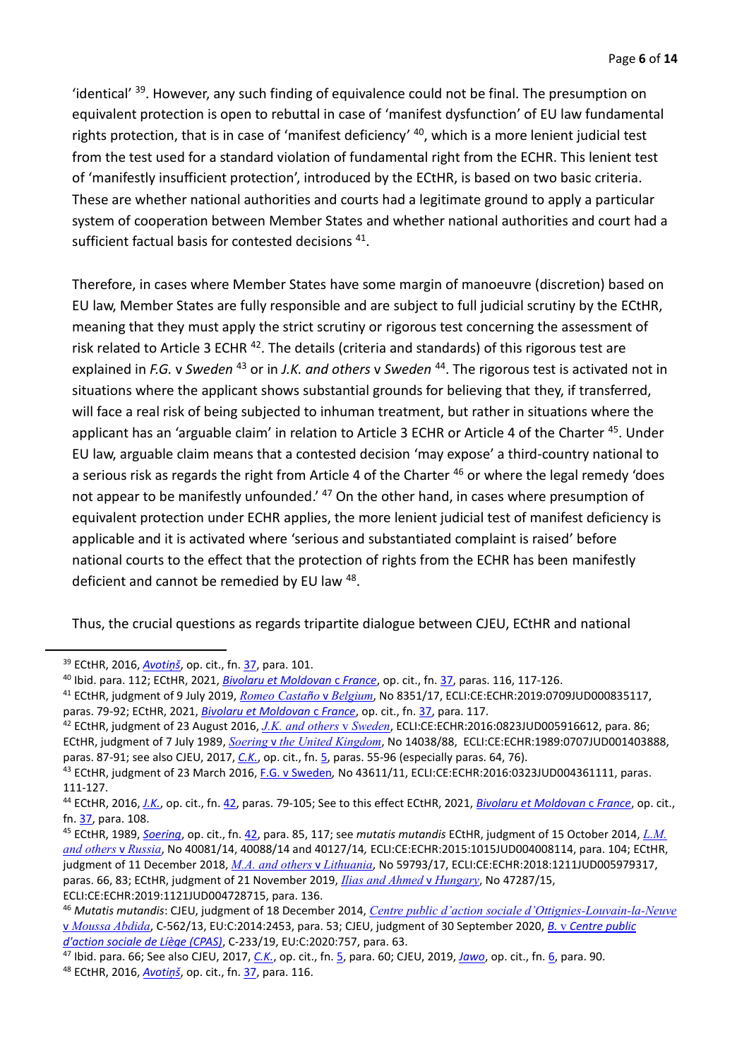'identical' [39]. However, any such finding of equivalence could not be final. The presumption on equivalent protection is open to rebuttal in case of 'manifest dysfunction' of EU law fundamental rights protection, that is in case of 'manifest deficiency' [40], which is a more lenient judicial test from the test used for a standard violation of fundamental right from the ECHR. This lenient test of 'manifestly insufficient protection', introduced by the ECtHR, is based on two basic criteria. These are whether national authorities and courts had a legitimate ground to apply a particular system of cooperation between Member States and whether national authorities and court had a sufficient factual basis for contested decisions [41].

Therefore, in cases where Member States have some margin of manoeuvre (discretion) based on EU law, Member States are fully responsible and are subject to full judicial scrutiny by the ECtHR, meaning that they must apply the strict scrutiny or rigorous test concerning the assessment of risk related to Article 3 ECHR [42]. The details (criteria and standards) of this rigorous test are explained in *F.G.* v *Sweden* [43] or in *J.K. and others* v *Sweden* [44]. The rigorous test is activated not in situations where the applicant shows substantial grounds for believing that they, if transferred, will face a real risk of being subjected to inhuman treatment, but rather in situations where the applicant has an 'arguable claim' in relation to Article 3 ECHR or Article 4 of the Charter [45]. Under EU law, arguable claim means that a contested decision 'may expose' a third-country national to a serious risk as regards the right from Article 4 of the Charter [46] or where the legal remedy 'does not appear to be manifestly unfounded.' [47] On the other hand, in cases where presumption of equivalent protection under ECHR applies, the more lenient judicial test of manifest deficiency is applicable and it is activated where 'serious and substantiated complaint is raised' before national courts to the effect that the protection of rights from the ECHR has been manifestly deficient and cannot be remedied by EU law [48].

Thus, the crucial questions as regards tripartite dialogue between CJEU, ECtHR and national

---

[39] ECtHR, 2016, *Avotiņš*, op. cit., fn. 37, para. 101.

[40] Ibid. para. 112; ECtHR, 2021, *Bivolaru et Moldovan* c *France*, op. cit., fn. 37, paras. 116, 117-126.

[41] ECtHR, judgment of 9 July 2019, *Romeo Castaño* v *Belgium*, No 8351/17, ECLI:CE:ECHR:2019:0709JUD000835117, paras. 79-92; ECtHR, 2021, *Bivolaru et Moldovan* c *France*, op. cit., fn. 37, para. 117.

[42] ECtHR, judgment of 23 August 2016, *J.K. and others* v *Sweden*, ECLI:CE:ECHR:2016:0823JUD005916612, para. 86; ECtHR, judgment of 7 July 1989, *Soering* v *the United Kingdom*, No 14038/88, ECLI:CE:ECHR:1989:0707JUD001403888, paras. 87-91; see also CJEU, 2017, *C.K.*, op. cit., fn. 5, paras. 55-96 (especially paras. 64, 76).

[43] ECtHR, judgment of 23 March 2016, F.G. v Sweden, No 43611/11, ECLI:CE:ECHR:2016:0323JUD004361111, paras. 111-127.

[44] ECtHR, 2016, *J.K.*, op. cit., fn. 42, paras. 79-105; See to this effect ECtHR, 2021, *Bivolaru et Moldovan* c *France*, op. cit., fn. 37, para. 108.

[45] ECtHR, 1989, *Soering*, op. cit., fn. 42, para. 85, 117; see *mutatis mutandis* ECtHR, judgment of 15 October 2014, *L.M. and others* v *Russia*, No 40081/14, 40088/14 and 40127/14, ECLI:CE:ECHR:2015:1015JUD004008114, para. 104; ECtHR, judgment of 11 December 2018, *M.A. and others* v *Lithuania*, No 59793/17, ECLI:CE:ECHR:2018:1211JUD005979317, paras. 66, 83; ECtHR, judgment of 21 November 2019, *Ilias and Ahmed* v *Hungary*, No 47287/15, ECLI:CE:ECHR:2019:1121JUD004728715, para. 136.

[46] *Mutatis mutandis*: CJEU, judgment of 18 December 2014, *Centre public d'action sociale d'Ottignies-Louvain-la-Neuve* v *Moussa Abdida*, C-562/13, EU:C:2014:2453, para. 53; CJEU, judgment of 30 September 2020, *B.* v *Centre public d'action sociale de Liège (CPAS)*, C-233/19, EU:C:2020:757, para. 63.

[47] Ibid. para. 66; See also CJEU, 2017, *C.K.*, op. cit., fn. 5, para. 60; CJEU, 2019, *Jawo*, op. cit., fn. 6, para. 90.

[48] ECtHR, 2016, *Avotiņš*, op. cit., fn. 37, para. 116.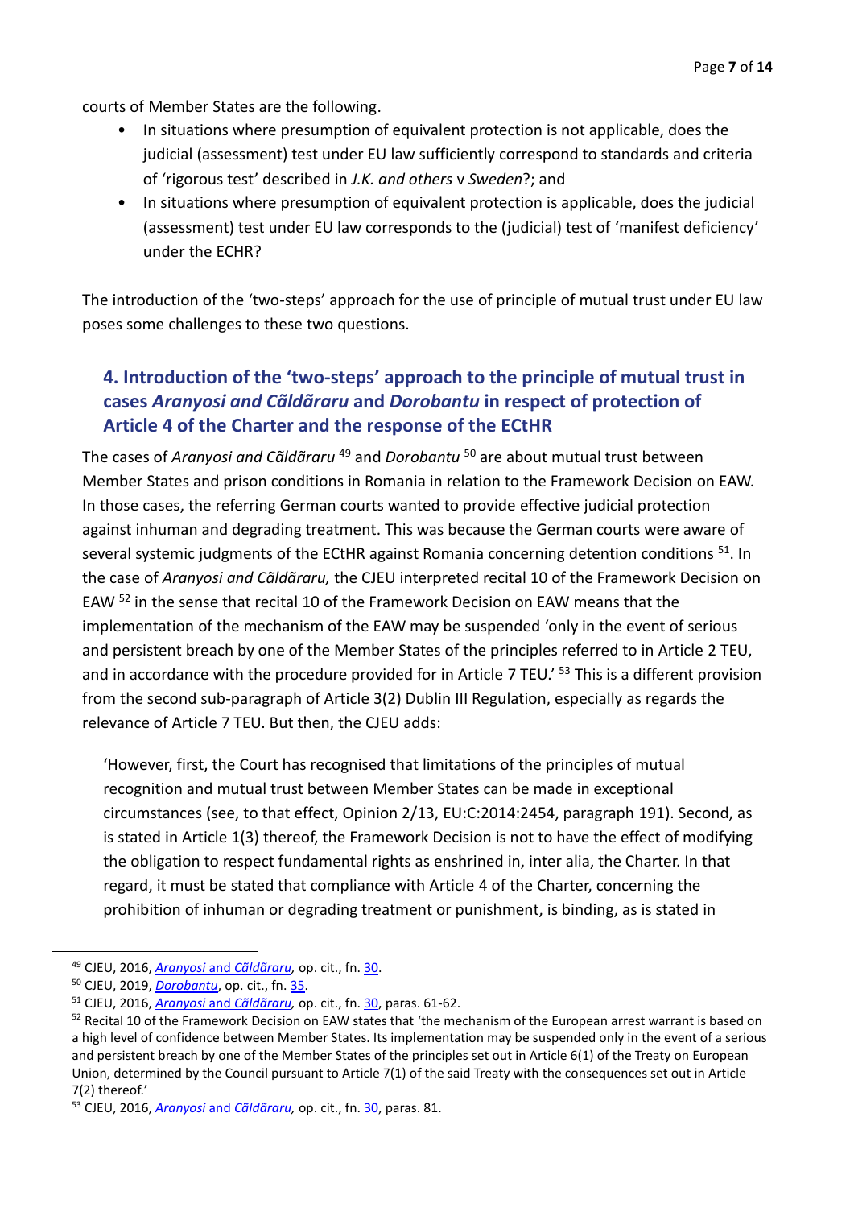courts of Member States are the following.

- In situations where presumption of equivalent protection is not applicable, does the judicial (assessment) test under EU law sufficiently correspond to standards and criteria of 'rigorous test' described in *J.K. and others* v *Sweden*?; and
- In situations where presumption of equivalent protection is applicable, does the judicial (assessment) test under EU law corresponds to the (judicial) test of 'manifest deficiency' under the ECHR?

The introduction of the 'two-steps' approach for the use of principle of mutual trust under EU law poses some challenges to these two questions.

## 4. Introduction of the 'two-steps' approach to the principle of mutual trust in cases *Aranyosi and Căldăraru* and *Dorobantu* in respect of protection of Article 4 of the Charter and the response of the ECtHR

The cases of *Aranyosi and Căldăraru* [49] and *Dorobantu* [50] are about mutual trust between Member States and prison conditions in Romania in relation to the Framework Decision on EAW. In those cases, the referring German courts wanted to provide effective judicial protection against inhuman and degrading treatment. This was because the German courts were aware of several systemic judgments of the ECtHR against Romania concerning detention conditions [51]. In the case of *Aranyosi and Căldăraru,* the CJEU interpreted recital 10 of the Framework Decision on EAW [52] in the sense that recital 10 of the Framework Decision on EAW means that the implementation of the mechanism of the EAW may be suspended 'only in the event of serious and persistent breach by one of the Member States of the principles referred to in Article 2 TEU, and in accordance with the procedure provided for in Article 7 TEU.' [53] This is a different provision from the second sub-paragraph of Article 3(2) Dublin III Regulation, especially as regards the relevance of Article 7 TEU. But then, the CJEU adds:

> 'However, first, the Court has recognised that limitations of the principles of mutual recognition and mutual trust between Member States can be made in exceptional circumstances (see, to that effect, Opinion 2/13, EU:C:2014:2454, paragraph 191). Second, as is stated in Article 1(3) thereof, the Framework Decision is not to have the effect of modifying the obligation to respect fundamental rights as enshrined in, inter alia, the Charter. In that regard, it must be stated that compliance with Article 4 of the Charter, concerning the prohibition of inhuman or degrading treatment or punishment, is binding, as is stated in

---

[49] CJEU, 2016, *Aranyosi and Căldăraru,* op. cit., fn. 30.

[50] CJEU, 2019, *Dorobantu*, op. cit., fn. 35.

[51] CJEU, 2016, *Aranyosi and Căldăraru,* op. cit., fn. 30, paras. 61-62.

[52] Recital 10 of the Framework Decision on EAW states that 'the mechanism of the European arrest warrant is based on a high level of confidence between Member States. Its implementation may be suspended only in the event of a serious and persistent breach by one of the Member States of the principles set out in Article 6(1) of the Treaty on European Union, determined by the Council pursuant to Article 7(1) of the said Treaty with the consequences set out in Article 7(2) thereof.'

[53] CJEU, 2016, *Aranyosi and Căldăraru,* op. cit., fn. 30, paras. 81.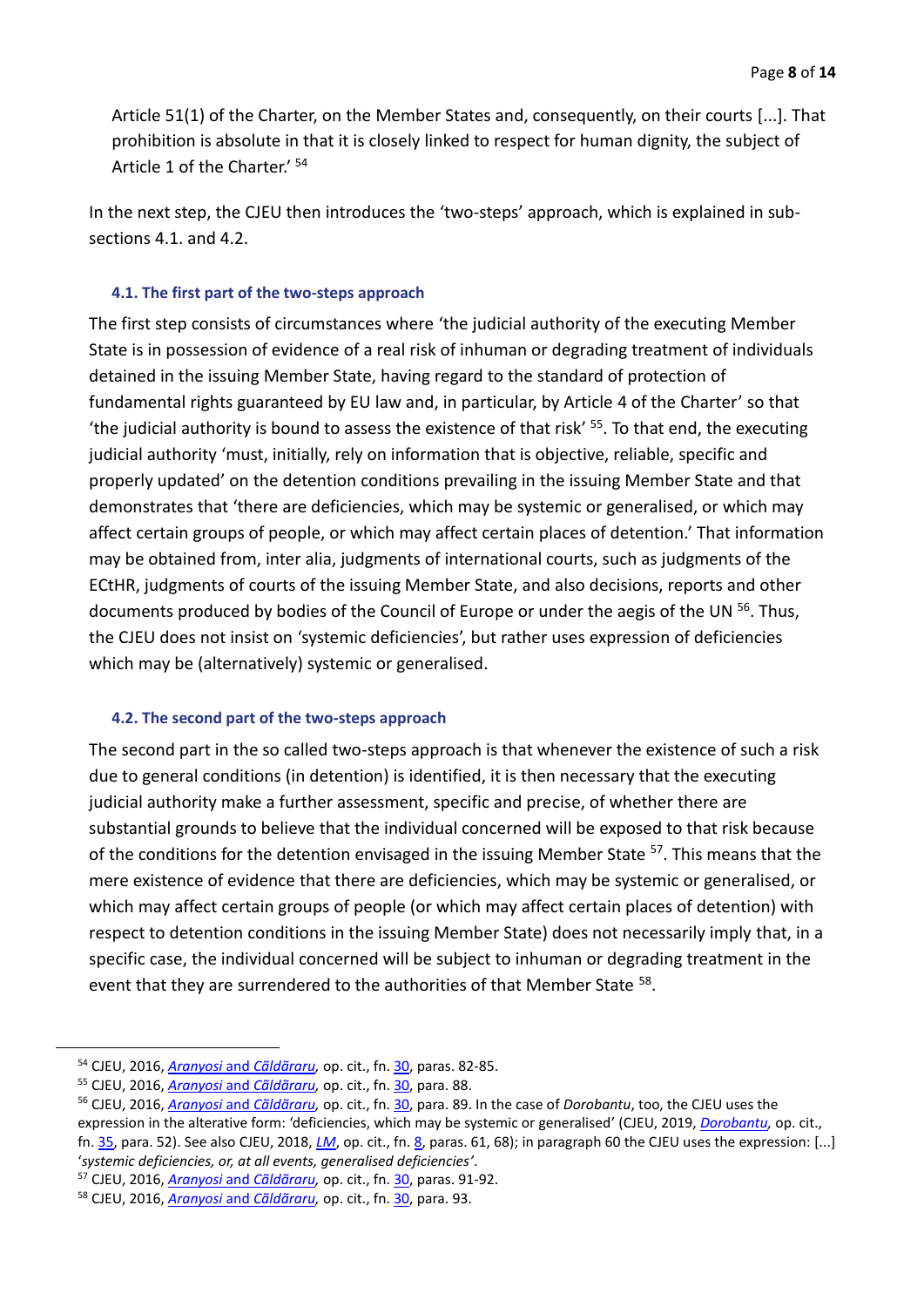Article 51(1) of the Charter, on the Member States and, consequently, on their courts [...]. That prohibition is absolute in that it is closely linked to respect for human dignity, the subject of Article 1 of the Charter.' [54]

In the next step, the CJEU then introduces the 'two-steps' approach, which is explained in sub-sections 4.1. and 4.2.

### 4.1. The first part of the two-steps approach

The first step consists of circumstances where 'the judicial authority of the executing Member State is in possession of evidence of a real risk of inhuman or degrading treatment of individuals detained in the issuing Member State, having regard to the standard of protection of fundamental rights guaranteed by EU law and, in particular, by Article 4 of the Charter' so that 'the judicial authority is bound to assess the existence of that risk' [55]. To that end, the executing judicial authority 'must, initially, rely on information that is objective, reliable, specific and properly updated' on the detention conditions prevailing in the issuing Member State and that demonstrates that 'there are deficiencies, which may be systemic or generalised, or which may affect certain groups of people, or which may affect certain places of detention.' That information may be obtained from, inter alia, judgments of international courts, such as judgments of the ECtHR, judgments of courts of the issuing Member State, and also decisions, reports and other documents produced by bodies of the Council of Europe or under the aegis of the UN [56]. Thus, the CJEU does not insist on 'systemic deficiencies', but rather uses expression of deficiencies which may be (alternatively) systemic or generalised.

### 4.2. The second part of the two-steps approach

The second part in the so called two-steps approach is that whenever the existence of such a risk due to general conditions (in detention) is identified, it is then necessary that the executing judicial authority make a further assessment, specific and precise, of whether there are substantial grounds to believe that the individual concerned will be exposed to that risk because of the conditions for the detention envisaged in the issuing Member State [57]. This means that the mere existence of evidence that there are deficiencies, which may be systemic or generalised, or which may affect certain groups of people (or which may affect certain places of detention) with respect to detention conditions in the issuing Member State) does not necessarily imply that, in a specific case, the individual concerned will be subject to inhuman or degrading treatment in the event that they are surrendered to the authorities of that Member State [58].

---

[54] CJEU, 2016, *Aranyosi* and *Căldăraru*, op. cit., fn. 30, paras. 82-85.

[55] CJEU, 2016, *Aranyosi* and *Căldăraru*, op. cit., fn. 30, para. 88.

[56] CJEU, 2016, *Aranyosi* and *Căldăraru*, op. cit., fn. 30, para. 89. In the case of *Dorobantu*, too, the CJEU uses the expression in the alterative form: 'deficiencies, which may be systemic or generalised' (CJEU, 2019, *Dorobantu*, op. cit., fn. 35, para. 52). See also CJEU, 2018, *LM*, op. cit., fn. 8, paras. 61, 68); in paragraph 60 the CJEU uses the expression: [...] '*systemic deficiencies, or, at all events, generalised deficiencies*'.

[57] CJEU, 2016, *Aranyosi* and *Căldăraru*, op. cit., fn. 30, paras. 91-92.

[58] CJEU, 2016, *Aranyosi* and *Căldăraru*, op. cit., fn. 30, para. 93.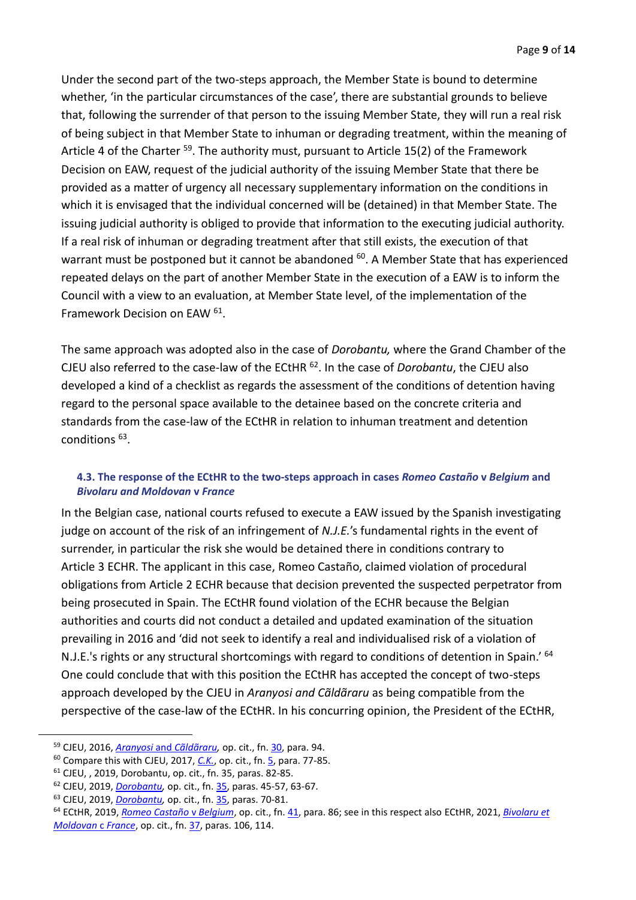Under the second part of the two-steps approach, the Member State is bound to determine whether, 'in the particular circumstances of the case', there are substantial grounds to believe that, following the surrender of that person to the issuing Member State, they will run a real risk of being subject in that Member State to inhuman or degrading treatment, within the meaning of Article 4 of the Charter [59]. The authority must, pursuant to Article 15(2) of the Framework Decision on EAW, request of the judicial authority of the issuing Member State that there be provided as a matter of urgency all necessary supplementary information on the conditions in which it is envisaged that the individual concerned will be (detained) in that Member State. The issuing judicial authority is obliged to provide that information to the executing judicial authority. If a real risk of inhuman or degrading treatment after that still exists, the execution of that warrant must be postponed but it cannot be abandoned [60]. A Member State that has experienced repeated delays on the part of another Member State in the execution of a EAW is to inform the Council with a view to an evaluation, at Member State level, of the implementation of the Framework Decision on EAW [61].

The same approach was adopted also in the case of *Dorobantu,* where the Grand Chamber of the CJEU also referred to the case-law of the ECtHR [62]. In the case of *Dorobantu*, the CJEU also developed a kind of a checklist as regards the assessment of the conditions of detention having regard to the personal space available to the detainee based on the concrete criteria and standards from the case-law of the ECtHR in relation to inhuman treatment and detention conditions [63].

### 4.3. The response of the ECtHR to the two-steps approach in cases *Romeo Castaño* v *Belgium* and *Bivolaru and Moldovan* v *France*

In the Belgian case, national courts refused to execute a EAW issued by the Spanish investigating judge on account of the risk of an infringement of *N.J.E.*'s fundamental rights in the event of surrender, in particular the risk she would be detained there in conditions contrary to Article 3 ECHR. The applicant in this case, Romeo Castaño, claimed violation of procedural obligations from Article 2 ECHR because that decision prevented the suspected perpetrator from being prosecuted in Spain. The ECtHR found violation of the ECHR because the Belgian authorities and courts did not conduct a detailed and updated examination of the situation prevailing in 2016 and 'did not seek to identify a real and individualised risk of a violation of N.J.E.'s rights or any structural shortcomings with regard to conditions of detention in Spain.' [64] One could conclude that with this position the ECtHR has accepted the concept of two-steps approach developed by the CJEU in *Aranyosi and Cãldãraru* as being compatible from the perspective of the case-law of the ECtHR. In his concurring opinion, the President of the ECtHR,

---

[59] CJEU, 2016, *Aranyosi and Cãldãraru,* op. cit., fn. 30, para. 94.

[60] Compare this with CJEU, 2017, *C.K.*, op. cit., fn. 5, para. 77-85.

[61] CJEU, , 2019, Dorobantu, op. cit., fn. 35, paras. 82-85.

[62] CJEU, 2019, *Dorobantu,* op. cit., fn. 35, paras. 45-57, 63-67.

[63] CJEU, 2019, *Dorobantu,* op. cit., fn. 35, paras. 70-81.

[64] ECtHR, 2019, *Romeo Castaño* v *Belgium*, op. cit., fn. 41, para. 86; see in this respect also ECtHR, 2021, *Bivolaru et Moldovan* c *France*, op. cit., fn. 37, paras. 106, 114.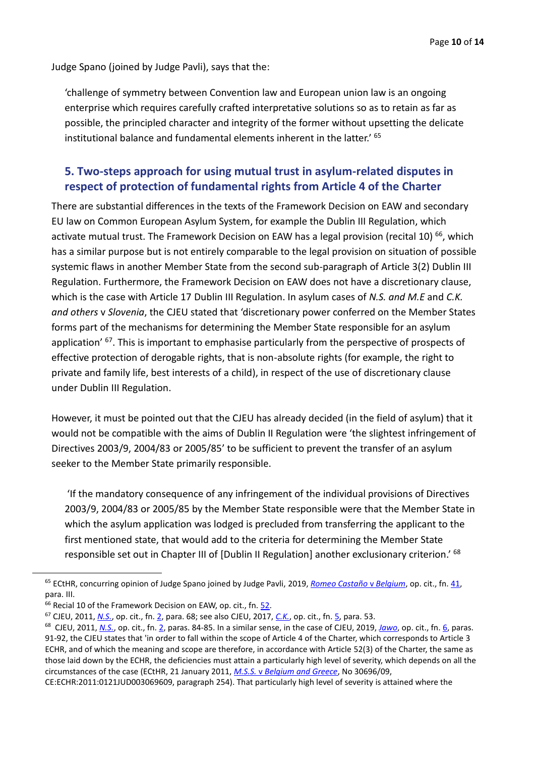Judge Spano (joined by Judge Pavli), says that the:

> 'challenge of symmetry between Convention law and European union law is an ongoing enterprise which requires carefully crafted interpretative solutions so as to retain as far as possible, the principled character and integrity of the former without upsetting the delicate institutional balance and fundamental elements inherent in the latter.' [65]

## 5. Two-steps approach for using mutual trust in asylum-related disputes in respect of protection of fundamental rights from Article 4 of the Charter

There are substantial differences in the texts of the Framework Decision on EAW and secondary EU law on Common European Asylum System, for example the Dublin III Regulation, which activate mutual trust. The Framework Decision on EAW has a legal provision (recital 10) [66], which has a similar purpose but is not entirely comparable to the legal provision on situation of possible systemic flaws in another Member State from the second sub-paragraph of Article 3(2) Dublin III Regulation. Furthermore, the Framework Decision on EAW does not have a discretionary clause, which is the case with Article 17 Dublin III Regulation. In asylum cases of *N.S. and M.E* and *C.K. and others* v *Slovenia*, the CJEU stated that 'discretionary power conferred on the Member States forms part of the mechanisms for determining the Member State responsible for an asylum application' [67]. This is important to emphasise particularly from the perspective of prospects of effective protection of derogable rights, that is non-absolute rights (for example, the right to private and family life, best interests of a child), in respect of the use of discretionary clause under Dublin III Regulation.

However, it must be pointed out that the CJEU has already decided (in the field of asylum) that it would not be compatible with the aims of Dublin II Regulation were 'the slightest infringement of Directives 2003/9, 2004/83 or 2005/85' to be sufficient to prevent the transfer of an asylum seeker to the Member State primarily responsible.

> 'If the mandatory consequence of any infringement of the individual provisions of Directives 2003/9, 2004/83 or 2005/85 by the Member State responsible were that the Member State in which the asylum application was lodged is precluded from transferring the applicant to the first mentioned state, that would add to the criteria for determining the Member State responsible set out in Chapter III of [Dublin II Regulation] another exclusionary criterion.' [68]

---

[65] ECtHR, concurring opinion of Judge Spano joined by Judge Pavli, 2019, *Romeo Castaño v Belgium*, op. cit., fn. 41, para. III.

[66] Recial 10 of the Framework Decision on EAW, op. cit., fn. 52.

[67] CJEU, 2011, *N.S.*, op. cit., fn. 2, para. 68; see also CJEU, 2017, *C.K.*, op. cit., fn. 5, para. 53.

[68] CJEU, 2011, *N.S.*, op. cit., fn. 2, paras. 84-85. In a similar sense, in the case of CJEU, 2019, *Jawo*, op. cit., fn. 6, paras. 91-92, the CJEU states that 'in order to fall within the scope of Article 4 of the Charter, which corresponds to Article 3 ECHR, and of which the meaning and scope are therefore, in accordance with Article 52(3) of the Charter, the same as those laid down by the ECHR, the deficiencies must attain a particularly high level of severity, which depends on all the circumstances of the case (ECtHR, 21 January 2011, *M.S.S. v Belgium and Greece*, No 30696/09, CE:ECHR:2011:0121JUD003069609, paragraph 254). That particularly high level of severity is attained where the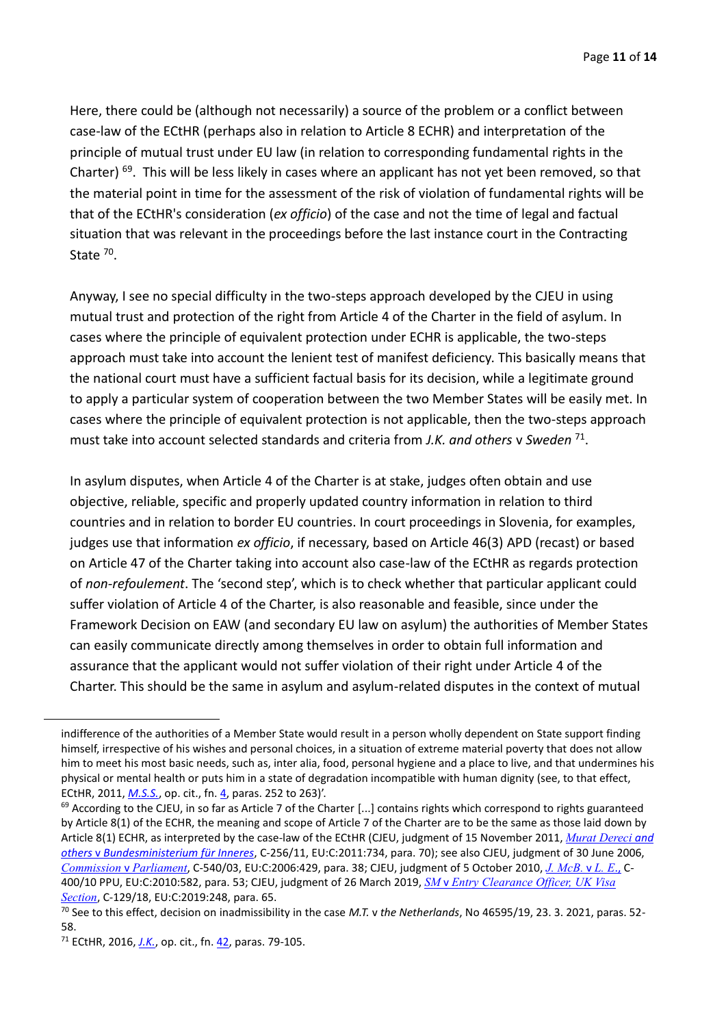Here, there could be (although not necessarily) a source of the problem or a conflict between case-law of the ECtHR (perhaps also in relation to Article 8 ECHR) and interpretation of the principle of mutual trust under EU law (in relation to corresponding fundamental rights in the Charter) [69]. This will be less likely in cases where an applicant has not yet been removed, so that the material point in time for the assessment of the risk of violation of fundamental rights will be that of the ECtHR's consideration (*ex officio*) of the case and not the time of legal and factual situation that was relevant in the proceedings before the last instance court in the Contracting State [70].

Anyway, I see no special difficulty in the two-steps approach developed by the CJEU in using mutual trust and protection of the right from Article 4 of the Charter in the field of asylum. In cases where the principle of equivalent protection under ECHR is applicable, the two-steps approach must take into account the lenient test of manifest deficiency. This basically means that the national court must have a sufficient factual basis for its decision, while a legitimate ground to apply a particular system of cooperation between the two Member States will be easily met. In cases where the principle of equivalent protection is not applicable, then the two-steps approach must take into account selected standards and criteria from *J.K. and others* v *Sweden* [71].

In asylum disputes, when Article 4 of the Charter is at stake, judges often obtain and use objective, reliable, specific and properly updated country information in relation to third countries and in relation to border EU countries. In court proceedings in Slovenia, for examples, judges use that information *ex officio*, if necessary, based on Article 46(3) APD (recast) or based on Article 47 of the Charter taking into account also case-law of the ECtHR as regards protection of *non-refoulement*. The 'second step', which is to check whether that particular applicant could suffer violation of Article 4 of the Charter, is also reasonable and feasible, since under the Framework Decision on EAW (and secondary EU law on asylum) the authorities of Member States can easily communicate directly among themselves in order to obtain full information and assurance that the applicant would not suffer violation of their right under Article 4 of the Charter. This should be the same in asylum and asylum-related disputes in the context of mutual

---

indifference of the authorities of a Member State would result in a person wholly dependent on State support finding himself, irrespective of his wishes and personal choices, in a situation of extreme material poverty that does not allow him to meet his most basic needs, such as, inter alia, food, personal hygiene and a place to live, and that undermines his physical or mental health or puts him in a state of degradation incompatible with human dignity (see, to that effect, ECtHR, 2011, *M.S.S.*, op. cit., fn. 4, paras. 252 to 263)'.

[69] According to the CJEU, in so far as Article 7 of the Charter [...] contains rights which correspond to rights guaranteed by Article 8(1) of the ECHR, the meaning and scope of Article 7 of the Charter are to be the same as those laid down by Article 8(1) ECHR, as interpreted by the case-law of the ECtHR (CJEU, judgment of 15 November 2011, *Murat Dereci and others* v *Bundesministerium für Inneres*, C-256/11, EU:C:2011:734, para. 70); see also CJEU, judgment of 30 June 2006, *Commission* v *Parliament*, C-540/03, EU:C:2006:429, para. 38; CJEU, judgment of 5 October 2010, *J. McB.* v *L. E.*, C-400/10 PPU, EU:C:2010:582, para. 53; CJEU, judgment of 26 March 2019, *SM* v *Entry Clearance Officer, UK Visa Section*, C-129/18, EU:C:2019:248, para. 65.

[70] See to this effect, decision on inadmissibility in the case *M.T.* v *the Netherlands*, No 46595/19, 23. 3. 2021, paras. 52-58.

[71] ECtHR, 2016, *J.K.*, op. cit., fn. 42, paras. 79-105.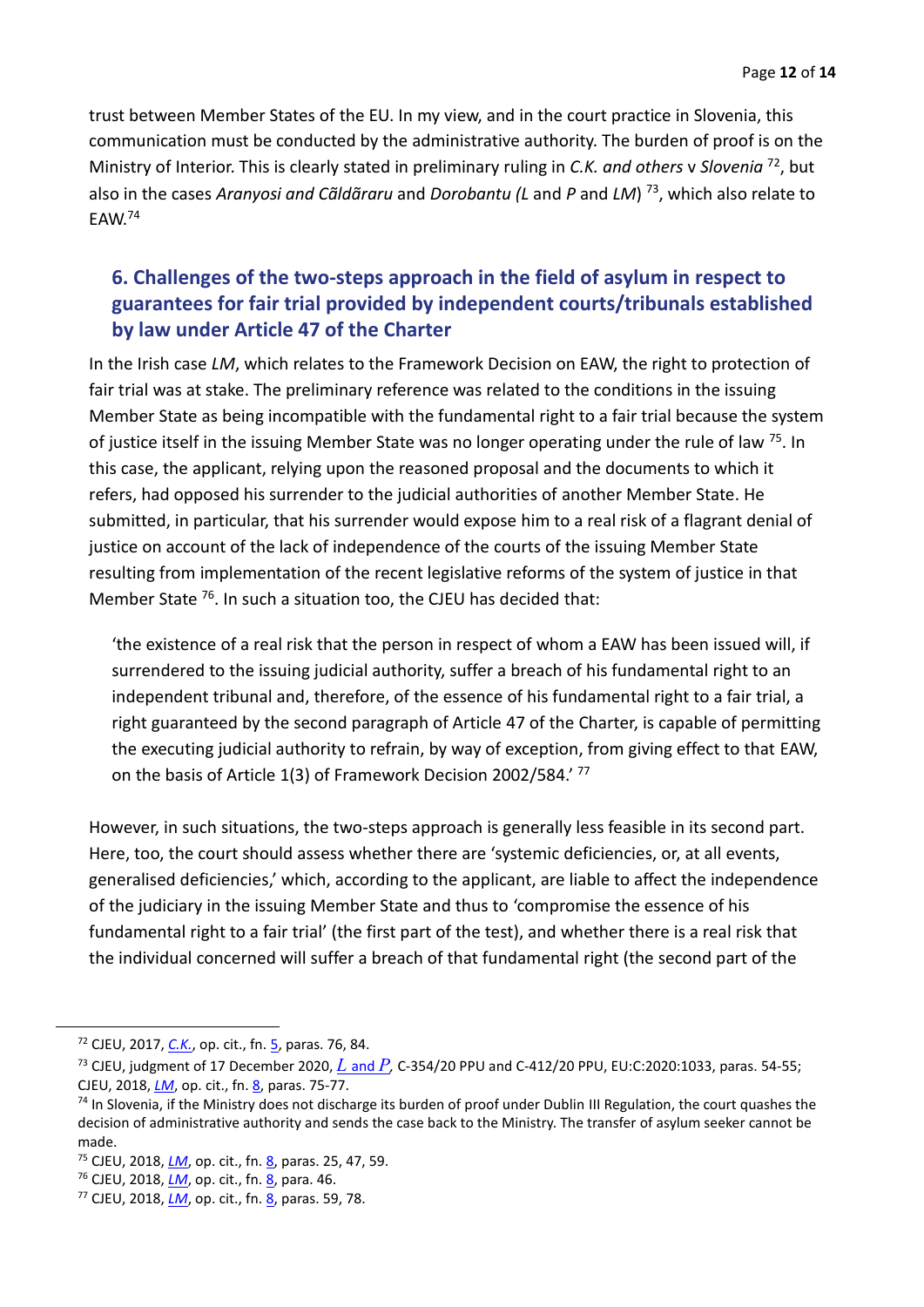trust between Member States of the EU. In my view, and in the court practice in Slovenia, this communication must be conducted by the administrative authority. The burden of proof is on the Ministry of Interior. This is clearly stated in preliminary ruling in *C.K. and others* v *Slovenia* [72], but also in the cases *Aranyosi and Cãldãraru* and *Dorobantu (L* and *P* and *LM*) [73], which also relate to EAW.[74]

## 6. Challenges of the two-steps approach in the field of asylum in respect to guarantees for fair trial provided by independent courts/tribunals established by law under Article 47 of the Charter

In the Irish case *LM*, which relates to the Framework Decision on EAW, the right to protection of fair trial was at stake. The preliminary reference was related to the conditions in the issuing Member State as being incompatible with the fundamental right to a fair trial because the system of justice itself in the issuing Member State was no longer operating under the rule of law [75]. In this case, the applicant, relying upon the reasoned proposal and the documents to which it refers, had opposed his surrender to the judicial authorities of another Member State. He submitted, in particular, that his surrender would expose him to a real risk of a flagrant denial of justice on account of the lack of independence of the courts of the issuing Member State resulting from implementation of the recent legislative reforms of the system of justice in that Member State [76]. In such a situation too, the CJEU has decided that:

> 'the existence of a real risk that the person in respect of whom a EAW has been issued will, if surrendered to the issuing judicial authority, suffer a breach of his fundamental right to an independent tribunal and, therefore, of the essence of his fundamental right to a fair trial, a right guaranteed by the second paragraph of Article 47 of the Charter, is capable of permitting the executing judicial authority to refrain, by way of exception, from giving effect to that EAW, on the basis of Article 1(3) of Framework Decision 2002/584.' [77]

However, in such situations, the two-steps approach is generally less feasible in its second part. Here, too, the court should assess whether there are 'systemic deficiencies, or, at all events, generalised deficiencies,' which, according to the applicant, are liable to affect the independence of the judiciary in the issuing Member State and thus to 'compromise the essence of his fundamental right to a fair trial' (the first part of the test), and whether there is a real risk that the individual concerned will suffer a breach of that fundamental right (the second part of the

---

[72] CJEU, 2017, *C.K.*, op. cit., fn. 5, paras. 76, 84.

[73] CJEU, judgment of 17 December 2020, *L* and *P*, C-354/20 PPU and C-412/20 PPU, EU:C:2020:1033, paras. 54-55; CJEU, 2018, *LM*, op. cit., fn. 8, paras. 75-77.

[74] In Slovenia, if the Ministry does not discharge its burden of proof under Dublin III Regulation, the court quashes the decision of administrative authority and sends the case back to the Ministry. The transfer of asylum seeker cannot be made.

[75] CJEU, 2018, *LM*, op. cit., fn. 8, paras. 25, 47, 59.

[76] CJEU, 2018, *LM*, op. cit., fn. 8, para. 46.

[77] CJEU, 2018, *LM*, op. cit., fn. 8, paras. 59, 78.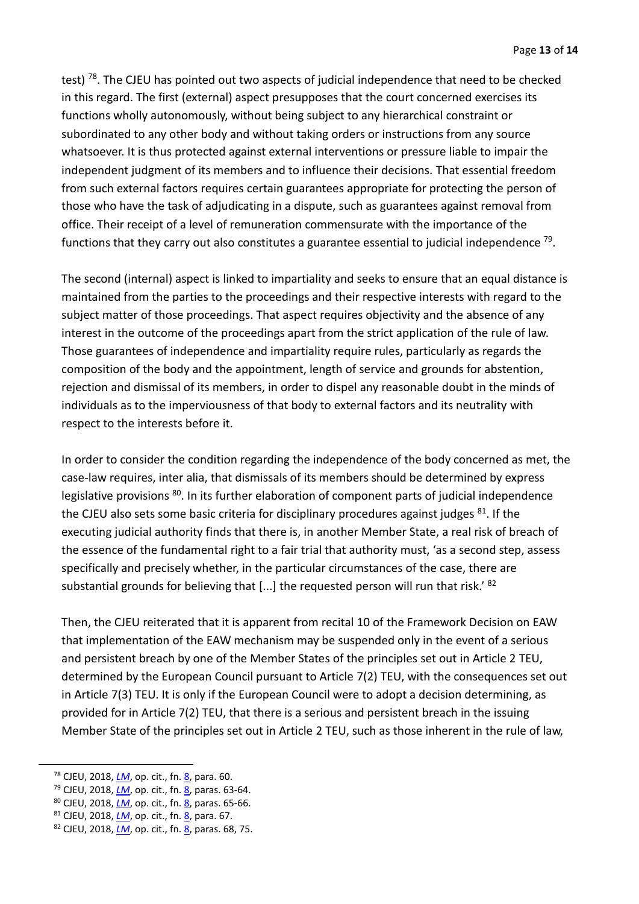test) [78]. The CJEU has pointed out two aspects of judicial independence that need to be checked in this regard. The first (external) aspect presupposes that the court concerned exercises its functions wholly autonomously, without being subject to any hierarchical constraint or subordinated to any other body and without taking orders or instructions from any source whatsoever. It is thus protected against external interventions or pressure liable to impair the independent judgment of its members and to influence their decisions. That essential freedom from such external factors requires certain guarantees appropriate for protecting the person of those who have the task of adjudicating in a dispute, such as guarantees against removal from office. Their receipt of a level of remuneration commensurate with the importance of the functions that they carry out also constitutes a guarantee essential to judicial independence [79].

The second (internal) aspect is linked to impartiality and seeks to ensure that an equal distance is maintained from the parties to the proceedings and their respective interests with regard to the subject matter of those proceedings. That aspect requires objectivity and the absence of any interest in the outcome of the proceedings apart from the strict application of the rule of law. Those guarantees of independence and impartiality require rules, particularly as regards the composition of the body and the appointment, length of service and grounds for abstention, rejection and dismissal of its members, in order to dispel any reasonable doubt in the minds of individuals as to the imperviousness of that body to external factors and its neutrality with respect to the interests before it.

In order to consider the condition regarding the independence of the body concerned as met, the case-law requires, inter alia, that dismissals of its members should be determined by express legislative provisions [80]. In its further elaboration of component parts of judicial independence the CJEU also sets some basic criteria for disciplinary procedures against judges [81]. If the executing judicial authority finds that there is, in another Member State, a real risk of breach of the essence of the fundamental right to a fair trial that authority must, 'as a second step, assess specifically and precisely whether, in the particular circumstances of the case, there are substantial grounds for believing that [...] the requested person will run that risk.' [82]

Then, the CJEU reiterated that it is apparent from recital 10 of the Framework Decision on EAW that implementation of the EAW mechanism may be suspended only in the event of a serious and persistent breach by one of the Member States of the principles set out in Article 2 TEU, determined by the European Council pursuant to Article 7(2) TEU, with the consequences set out in Article 7(3) TEU. It is only if the European Council were to adopt a decision determining, as provided for in Article 7(2) TEU, that there is a serious and persistent breach in the issuing Member State of the principles set out in Article 2 TEU, such as those inherent in the rule of law,

---

[78] CJEU, 2018, *LM*, op. cit., fn. 8, para. 60.

[79] CJEU, 2018, *LM*, op. cit., fn. 8, paras. 63-64.

[80] CJEU, 2018, *LM*, op. cit., fn. 8, paras. 65-66.

[81] CJEU, 2018, *LM*, op. cit., fn. 8, para. 67.

[82] CJEU, 2018, *LM*, op. cit., fn. 8, paras. 68, 75.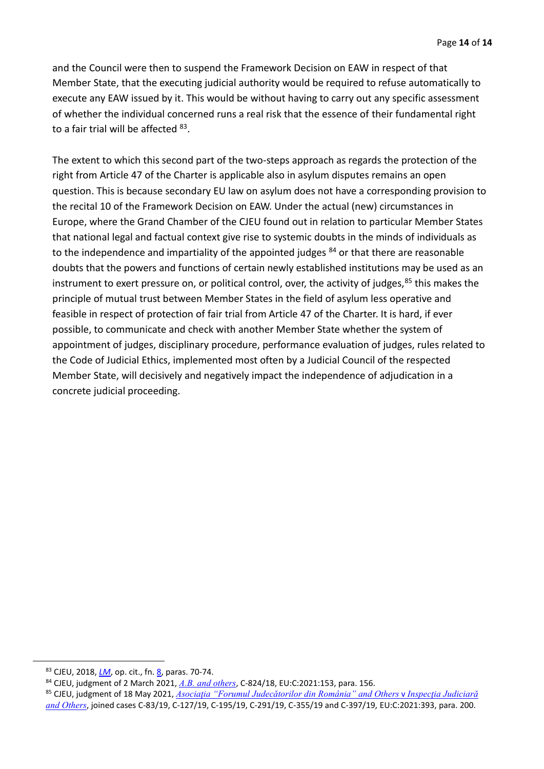and the Council were then to suspend the Framework Decision on EAW in respect of that Member State, that the executing judicial authority would be required to refuse automatically to execute any EAW issued by it. This would be without having to carry out any specific assessment of whether the individual concerned runs a real risk that the essence of their fundamental right to a fair trial will be affected [83].

The extent to which this second part of the two-steps approach as regards the protection of the right from Article 47 of the Charter is applicable also in asylum disputes remains an open question. This is because secondary EU law on asylum does not have a corresponding provision to the recital 10 of the Framework Decision on EAW. Under the actual (new) circumstances in Europe, where the Grand Chamber of the CJEU found out in relation to particular Member States that national legal and factual context give rise to systemic doubts in the minds of individuals as to the independence and impartiality of the appointed judges [84] or that there are reasonable doubts that the powers and functions of certain newly established institutions may be used as an instrument to exert pressure on, or political control, over, the activity of judges,[85] this makes the principle of mutual trust between Member States in the field of asylum less operative and feasible in respect of protection of fair trial from Article 47 of the Charter. It is hard, if ever possible, to communicate and check with another Member State whether the system of appointment of judges, disciplinary procedure, performance evaluation of judges, rules related to the Code of Judicial Ethics, implemented most often by a Judicial Council of the respected Member State, will decisively and negatively impact the independence of adjudication in a concrete judicial proceeding.

---

[83] CJEU, 2018, *LM*, op. cit., fn. 8, paras. 70-74.

[84] CJEU, judgment of 2 March 2021, *A.B. and others*, C-824/18, EU:C:2021:153, para. 156.

[85] CJEU, judgment of 18 May 2021, *Asociaţia "Forumul Judecătorilor din România" and Others* v *Inspecţia Judiciară and Others*, joined cases C-83/19, C-127/19, C-195/19, C-291/19, C-355/19 and C-397/19, EU:C:2021:393, para. 200.